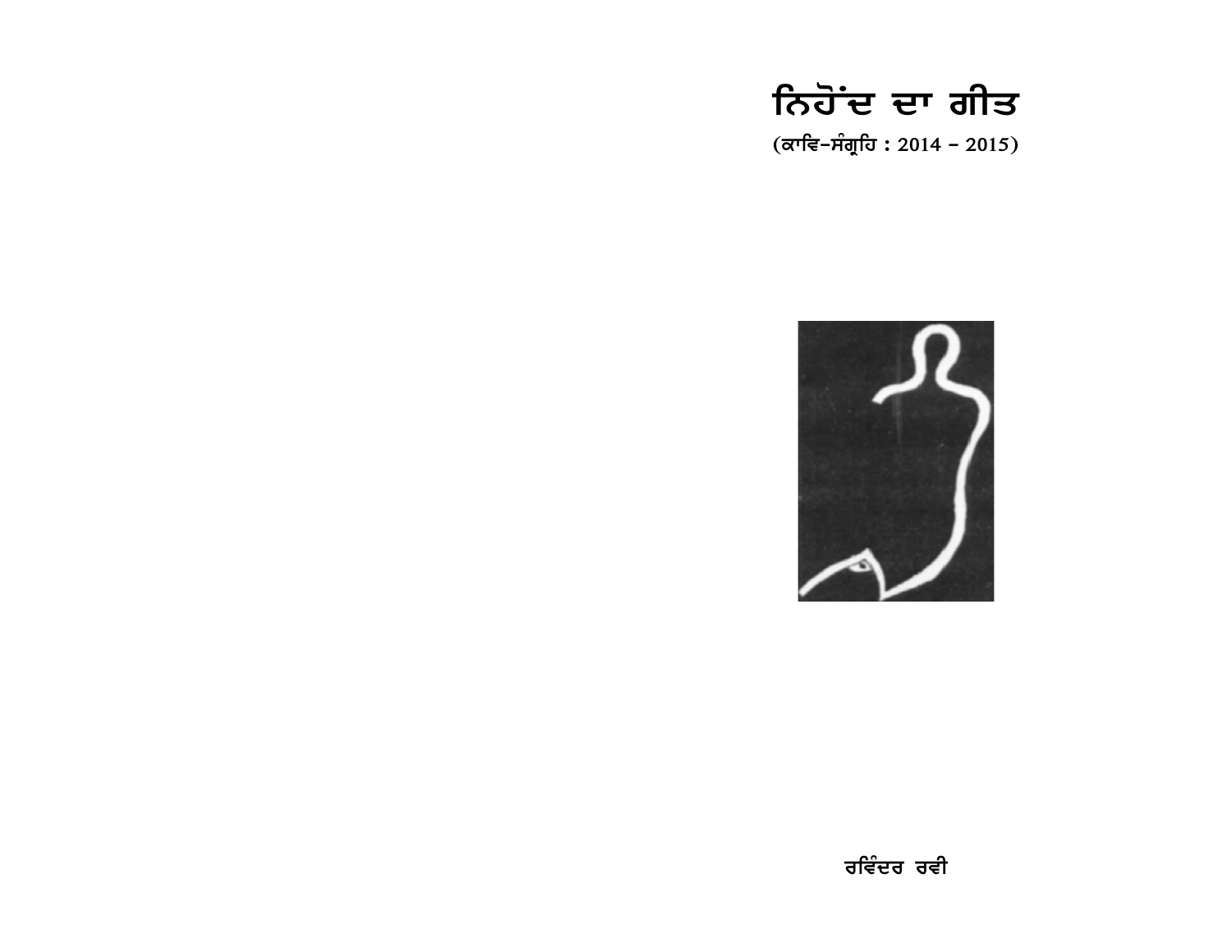# ਨਿਹੋਂਦ ਦਾ ਗੀਤ

(ਕਾਵਿ-ਸੰਗ੍ਰਹਿ : 2014 – 2015)

ਰਵਿੰਦਰ ਰਵੀ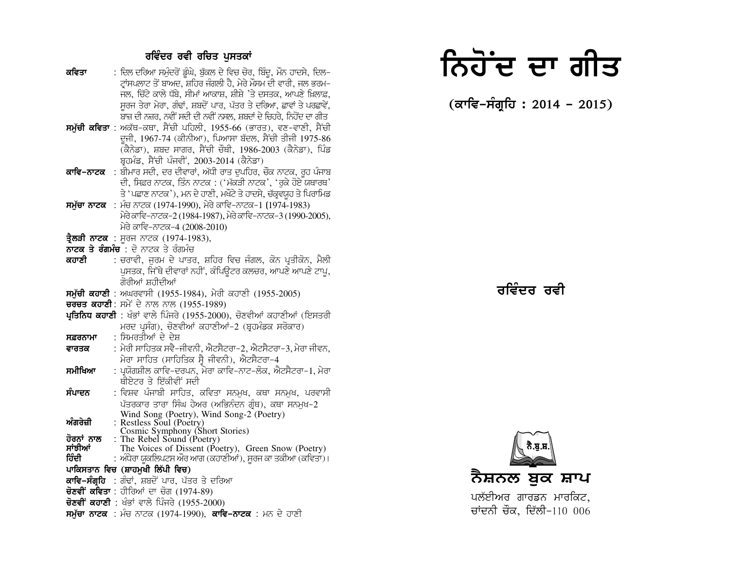## ਰਵਿੰਦਰ ਰਵੀ ਰਚਿਤ ਪੁਸਤਕਾਂ

**ਕਵਿਤਾ** : ਦਿਲ ਦਰਿਆ ਸਮੁੰਦਰੋਂ ਡੂੰਘੇ, ਬੁੱਕਲ ਦੇ ਵਿਚ ਚੋਰ, ਬਿੰਦੂ, ਮੌਨ ਹਾਦਸੇ, ਦਿਲ-ਟ੍ਰਾਂਸਪਲਾਂਟ ਤੋਂ ਬਾਅਦ, ਸ਼ਹਿਰ ਜੰਗਲੀ ਹੈ, ਮੇਰੇ ਮੌਸਮ ਦੀ ਵਾਰੀ, ਜਲ ਭਰਮ-ਜਲ, ਚਿੱਟੇ ਕਾਲੇ ਧੱਬੇ, ਸੀਮਾਂ ਆਕਾਸ਼, ਸ਼ੀਸ਼ੇ 'ਤੇ ਦਸਤਕ, ਆਪਣੇ ਖ਼ਿਲਾਫ਼, ਸੂਰਜ ਤੇਰਾ ਮੇਰਾ, ਗੰਢਾਂ, ਸ਼ਬਦੋਂ ਪਾਰ, ਪੱਤਰ ਤੇ ਦਰਿਆ, ਛਾਵਾਂ ਤੇ ਪਰਛਾਵੇਂ, ਬਾਜ਼ ਦੀ ਨਜ਼ਰ, ਨਵੀਂ ਸਦੀ ਦੀ ਨਵੀਂ ਨਸਲ, ਸ਼ਬਦਾਂ ਦੇ ਚਿਹਰੇ, ਨਿਹੋਂਦ ਦਾ ਗੀਤ

**ਸਮੁੱਚੀ ਕਵਿਤਾ** : ਅਕੱਥ-ਕਥਾ, ਸੈਂਚੀ ਪਹਿਲੀ, 1955-66 (ਭਾਰਤ), ਵਣ-ਵਾਣੀ, ਸੈਂਚੀ ਦੂਜੀ, 1967-74 (ਕੀਨੀਆ), ਪਿਆਸਾ ਬੱਦਲ, ਸੈਂਚੀ ਤੀਜੀ 1975-86 (ਕੈਨੇਡਾ), ਸ਼ਬਦ ਸਾਗਰ, ਸੈਂਚੀ ਚੌਥੀ, 1986-2003 (ਕੈਨੇਡਾ), ਪਿੰਡ ਬ੍ਰਹਮੰਡ, ਸੈਂਚੀ ਪੰਜਵੀਂ, 2003-2014 (ਕੈਨੇਡਾ)

**ਕਾਵਿ-ਨਾਟਕ** : ਬੀਮਾਰ ਸਦੀ, ਦਰ ਦੀਵਾਰਾਂ, ਅੱਧੀ ਰਾਤ ਦੁਪਹਿਰ, ਚੌਕ ਨਾਟਕ, ਰੂਹ ਪੰਜਾਬ ਦੀ, ਸਿਫ਼ਰ ਨਾਟਕ, ਤਿੰਨ ਨਾਟਕ : ('ਮੱਕੜੀ ਨਾਟਕ', 'ਰੁਕੇ ਹੋਏ ਯਥਾਰਥ' ਤੇ 'ਪਛਾਣ ਨਾਟਕ'), ਮਨ ਦੇ ਹਾਣੀ, ਮਖੌਟੇ ਤੇ ਹਾਦਸੇ, ਚੱਕ੍ਰਵਯੂਹ ਤੇ ਪਿਰਾਮਿਡ

**ਸਮੁੱਚਾ ਨਾਟਕ** : ਮੰਚ ਨਾਟਕ (1974-1990), ਮੇਰੇ ਕਾਵਿ-ਨਾਟਕ-1 (1974-1983) ਮੇਰੇ ਕਾਵਿ-ਨਾਟਕ-2 (1984-1987), ਮੇਰੇ ਕਾਵਿ-ਨਾਟਕ-3 (1990-2005), ਮੇਰੇ ਕਾਵਿ-ਨਾਟਕ-4 (2008-2010)

**ਟ੍ਰੈਲਜ਼ੀ ਨਾਟਕ** : ਸੂਰਜ ਨਾਟਕ (1974-1983),

**ਨਾਟਕ ਤੇ ਰੰਗਮੰਚ** : ਦੋ ਨਾਟਕ ਤੇ ਰੰਗਮੰਚ

**ਕਹਾਣੀ** : ਚਰਾਵੀ, ਜੁਰਮ ਦੇ ਪਾਤਰ, ਸ਼ਹਿਰ ਵਿਚ ਜੰਗਲ, ਕੋਨ ਪ੍ਰਤੀਕੋਨ, ਮੈਲੀ ਪੁਸਤਕ, ਜਿੱਥੇ ਦੀਵਾਰਾਂ ਨਹੀਂ, ਕੰਪਿਊਟਰ ਕਲਚਰ, ਆਪਣੇ ਆਪਣੇ ਟਾਪੂ, ਗੋਰੀਆਂ ਸ਼ਹੀਦੀਆਂ

**ਸਮੁੱਚੀ ਕਹਾਣੀ** : ਅਘਰਵਾਸੀ (1955-1984), ਮੇਰੀ ਕਹਾਣੀ (1955-2005)

**ਚਰਚਤ ਕਹਾਣੀ** : ਸਮੇਂ ਦੇ ਨਾਲ ਨਾਲ (1955-1989)

**ਪ੍ਰਤਿਨਿਧ ਕਹਾਣੀ** : ਖੰਭਾਂ ਵਾਲੇ ਪਿੰਜਰੇ (1955-2000), ਚੋਣਵੀਆਂ ਕਹਾਣੀਆਂ (ਇਸਤਰੀ ਮਰਦ ਪ੍ਰਸੰਗ), ਚੋਣਵੀਆਂ ਕਹਾਣੀਆਂ-2 (ਬ੍ਰਹਮੰਡਕ ਸਰੋਕਾਰ)

**ਸਫ਼ਰਨਾਮਾ** : ਸਿਮਰਤੀਆਂ ਦੇ ਦੇਸ਼

**ਵਾਰਤਕ** : ਮੇਰੀ ਸਾਹਿਤਕ ਸਵੈ-ਜੀਵਨੀ, ਐਟਸੈਟਰਾ-2, ਐਟਸੈਟਰਾ-3, ਮੇਰਾ ਜੀਵਨ, ਮੇਰਾ ਸਾਹਿਤ (ਸਾਹਿਤਿਕ ਸ੍ਵੈ ਜੀਵਨੀ), ਐਟਸੈਟਰਾ-4

**ਸਮੀਖਿਆ** : ਪ੍ਰਯੋਗਸ਼ੀਲ ਕਾਵਿ-ਦਰਪਨ, ਮੇਰਾ ਕਾਵਿ-ਨਾਟ-ਲੋਕ, ਐਟਸੈਟਰਾ-1, ਮੇਰਾ ਥੀਏਟਰ ਤੇ ਇੱਕੀਵੀਂ ਸਦੀ

**ਸੰਪਾਦਨ** : ਵਿਸ਼ਵ ਪੰਜਾਬੀ ਸਾਹਿਤ, ਕਵਿਤਾ ਸਨਮੁਖ, ਕਥਾ ਸਨਮੁਖ, ਪਰਵਾਸੀ ਪੱਤਰਕਾਰ ਤਾਰਾ ਸਿੰਘ ਹੇਅਰ (ਅਭਿਨੰਦਨ ਗ੍ਰੰਥ), ਕਥਾ ਸਨਮੁਖ-2

**ਅੰਗਰੇਜ਼ੀ** : Wind Song (Poetry), Wind Song-2 (Poetry) Restless Soul (Poetry) Cosmic Symphony (Short Stories)

**ਹੋਰਨਾਂ ਨਾਲ ਸਾਂਝੀਆਂ** : The Rebel Sound (Poetry) The Voices of Dissent (Poetry), Green Snow (Poetry)

**ਹਿੰਦੀ** : ਅੰਧੇਰਾ ਯੂਕਲਿਪਟਸ ਔਰ ਆਗ (ਕਹਾਣੀਆਂ), ਸੂਰਜ ਕਾ ਤਕੀਆ (ਕਵਿਤਾ)।

**ਪਾਕਿਸਤਾਨ ਵਿਚ (ਸ਼ਾਹਮੁਖੀ ਲਿੱਪੀ ਵਿਚ)**

**ਕਾਵਿ-ਸੰਗ੍ਰਹਿ** : ਗੰਢਾਂ, ਸ਼ਬਦੋਂ ਪਾਰ, ਪੱਤਰ ਤੇ ਦਰਿਆ

**ਚੋਣਵੀਂ ਕਵਿਤਾ** : ਹੀਰਿਆਂ ਦਾ ਚੋਗ (1974-89)

**ਚੋਣਵੀਂ ਕਹਾਣੀ** : ਖੰਭਾਂ ਵਾਲੇ ਪਿੰਜਰੇ (1955-2000)

**ਸਮੁੱਚਾ ਨਾਟਕ** : ਮੰਚ ਨਾਟਕ (1974-1990), **ਕਾਵਿ-ਨਾਟਕ** : ਮਨ ਦੇ ਹਾਣੀ

# ਨਿਹੋਂਦ ਦਾ ਗੀਤ

**(ਕਾਵਿ-ਸੰਗ੍ਰਹਿ : 2014 - 2015)**

**ਰਵਿੰਦਰ ਰਵੀ**

ਨੈ.ਬੁ.ਸ਼.

**ਨੈਸ਼ਨਲ ਬੁਕ ਸ਼ਾਪ**

ਪਲੱਈਅਰ ਗਾਰਡਨ ਮਾਰਕਿਟ,
ਚਾਂਦਨੀ ਚੌਕ, ਦਿੱਲੀ-110 006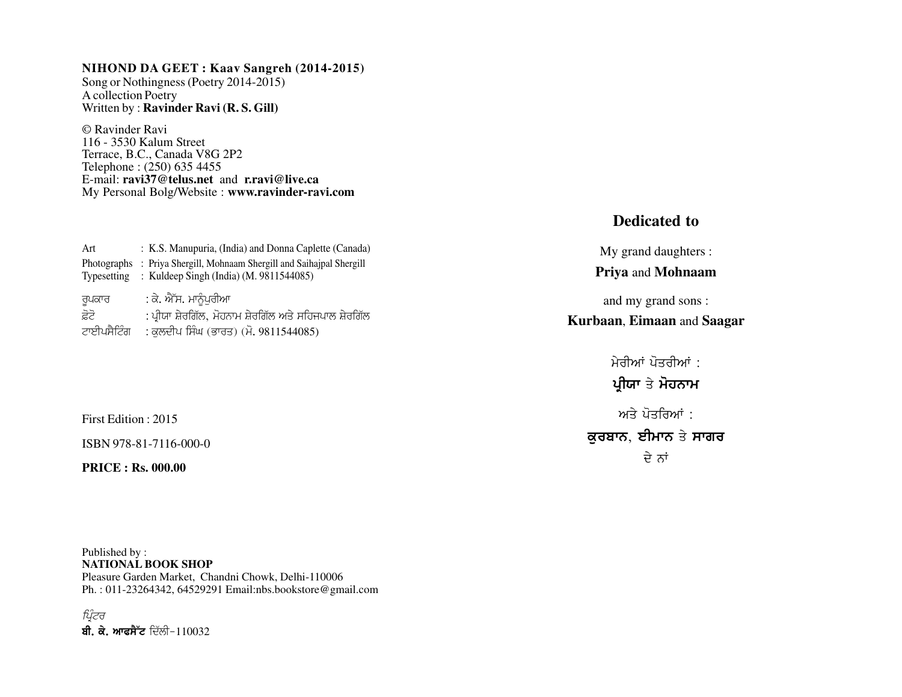**NIHOND DA GEET : Kaav Sangreh (2014-2015)**
Song or Nothingness (Poetry 2014-2015)
A collection Poetry
Written by : **Ravinder Ravi (R. S. Gill)**

© Ravinder Ravi
116 - 3530 Kalum Street
Terrace, B.C., Canada V8G 2P2
Telephone : (250) 635 4455
E-mail: **ravi37@telus.net** and **r.ravi@live.ca**
My Personal Bolg/Website : **www.ravinder-ravi.com**

| | |
|---|---|
| Art | : K.S. Manupuria, (India) and Donna Caplette (Canada) |
| Photographs | : Priya Shergill, Mohnaam Shergill and Saihajpal Shergill |
| Typesetting | : Kuldeep Singh (India) (M. 9811544085) |

| | |
|---|---|
| ਰੂਪਕਾਰ | : ਕੇ. ਐੱਸ. ਮਾਨੂੰਪੁਰੀਆ |
| ਫ਼ੋਟੋ | : ਪ੍ਰੀਯਾ ਸ਼ੇਰਗਿੱਲ, ਮੋਹਨਾਮ ਸ਼ੇਰਗਿੱਲ ਅਤੇ ਸਹਿਜਪਾਲ ਸ਼ੇਰਗਿੱਲ |
| ਟਾਈਪਸੈਟਿੰਗ | : ਕੁਲਦੀਪ ਸਿੰਘ (ਭਾਰਤ) (ਮੋ. 9811544085) |

First Edition : 2015

ISBN 978-81-7116-000-0

**PRICE : Rs. 000.00**

Published by :
**NATIONAL BOOK SHOP**
Pleasure Garden Market, Chandni Chowk, Delhi-110006
Ph. : 011-23264342, 64529291 Email:nbs.bookstore@gmail.com

*ਪ੍ਰਿੰਟਰ*
**ਬੀ. ਕੇ. ਆਫਸੈੱਟ** ਦਿੱਲੀ-110032

## Dedicated to

My grand daughters :
**Priya** and **Mohnaam**

and my grand sons :
**Kurbaan**, **Eimaan** and **Saagar**

ਮੇਰੀਆਂ ਪੋਤਰੀਆਂ :
**ਪ੍ਰੀਯਾ** ਤੇ **ਮੋਹਨਾਮ**

ਅਤੇ ਪੋਤਰਿਆਂ :
**ਕੁਰਬਾਨ**, **ਈਮਾਨ** ਤੇ **ਸਾਗਰ**
ਦੇ ਨਾਂ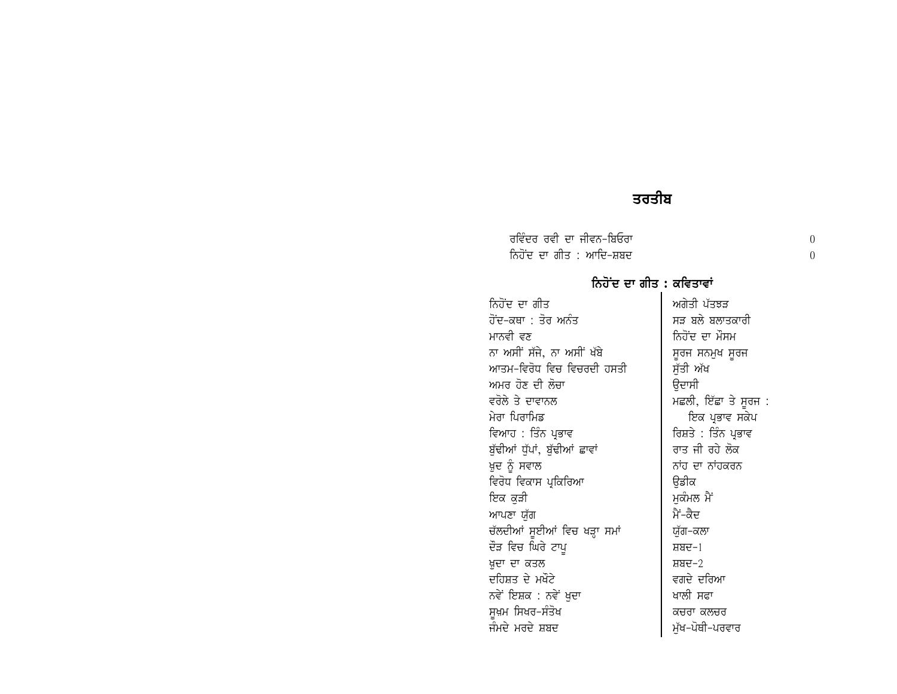# ਤਰਤੀਬ

ਰਵਿੰਦਰ ਰਵੀ ਦਾ ਜੀਵਨ-ਬਿਓਰਾ 0
ਨਿਹੋਂਦ ਦਾ ਗੀਤ : ਆਦਿ-ਸ਼ਬਦ 0

## ਨਿਹੋਂਦ ਦਾ ਗੀਤ : ਕਵਿਤਾਵਾਂ

ਨਿਹੋਂਦ ਦਾ ਗੀਤ
ਹੋਂਦ-ਕਥਾ : ਤੋਰ ਅਨੰਤ
ਮਾਨਵੀ ਵਣ
ਨਾ ਅਸੀਂ ਸੱਜੇ, ਨਾ ਅਸੀਂ ਖੱਬੇ
ਆਤਮ-ਵਿਰੋਧ ਵਿਚ ਵਿਚਰਦੀ ਹਸਤੀ
ਅਮਰ ਹੋਣ ਦੀ ਲੋਚਾ
ਵਰੋਲੇ ਤੇ ਦਾਵਾਨਲ
ਮੇਰਾ ਪਿਰਾਮਿਡ
ਵਿਆਹ : ਤਿੰਨ ਪ੍ਰਭਾਵ
ਬੁੱਢੀਆਂ ਧੁੱਪਾਂ, ਬੁੱਢੀਆਂ ਛਾਵਾਂ
ਖੁਦ ਨੂੰ ਸਵਾਲ
ਵਿਰੋਧ ਵਿਕਾਸ ਪ੍ਰਕਿਰਿਆ
ਇਕ ਕੁੜੀ
ਆਪਣਾ ਯੁੱਗ
ਚੱਲਦੀਆਂ ਸੂਈਆਂ ਵਿਚ ਖੜ੍ਹਾ ਸਮਾਂ
ਦੌੜ ਵਿਚ ਘਿਰੇ ਟਾਪੂ
ਖ਼ੁਦਾ ਦਾ ਕਤਲ
ਦਹਿਸ਼ਤ ਦੇ ਮਖੌਟੇ
ਨਵੇਂ ਇਸ਼ਕ : ਨਵੇਂ ਖ਼ੁਦਾ
ਸੂਖ਼ਮ ਸਿਖਰ-ਸੰਤੋਖ
ਜੰਮਦੇ ਮਰਦੇ ਸ਼ਬਦ
ਅਗੇਤੀ ਪੱਤਝੜ
ਸੜ ਬਲੇ ਬਲਾਤਕਾਰੀ
ਨਿਹੋਂਦ ਦਾ ਮੌਸਮ
ਸੂਰਜ ਸਨਮੁਖ ਸੂਰਜ
ਸੁੱਤੀ ਅੱਖ
ਉਦਾਸੀ
ਮਛਲੀ, ਇੱਛਾ ਤੇ ਸੂਰਜ :
 ਇਕ ਪ੍ਰਭਾਵ ਸਕੇਪ
ਰਿਸ਼ਤੇ : ਤਿੰਨ ਪ੍ਰਭਾਵ
ਰਾਤ ਜੀ ਰਹੇ ਲੋਕ
ਨਾਂਹ ਦਾ ਨਾਂਹਕਰਨ
ਉਡੀਕ
ਮੁਕੰਮਲ ਮੈਂ
ਮੈਂ-ਕੈਦ
ਯੁੱਗ-ਕਲਾ
ਸ਼ਬਦ-1
ਸ਼ਬਦ-2
ਵਗਦੇ ਦਰਿਆ
ਖਾਲੀ ਸਫਾ
ਕਚਰਾ ਕਲਚਰ
ਮੁੱਖ-ਪੋਥੀ-ਪਰਵਾਰ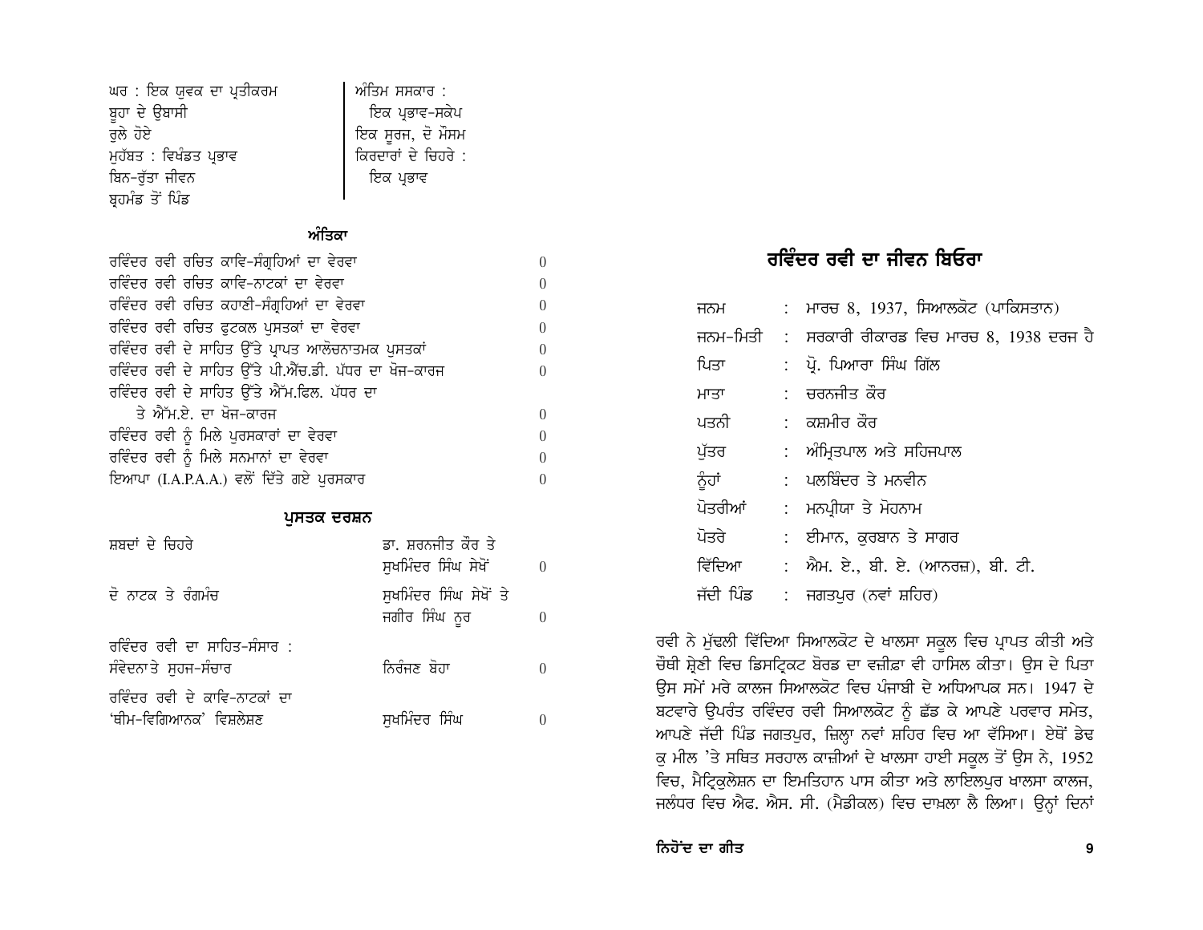ਘਰ : ਇਕ ਯੁਵਕ ਦਾ ਪ੍ਰਤੀਕਰਮ
ਬੂਹਾ ਦੇ ਉਬਾਸੀ
ਰੁਲੇ ਹੋਏ
ਮੁਹੱਬਤ : ਵਿਖੰਡਤ ਪ੍ਰਭਾਵ
ਬਿਨ-ਰੁੱਤਾ ਜੀਵਨ
ਬ੍ਰਹਮੰਡ ਤੋਂ ਪਿੰਡ
ਅੰਤਿਮ ਸਸਕਾਰ : ਇਕ ਪ੍ਰਭਾਵ-ਸਕੇਪ
ਇਕ ਸੂਰਜ, ਦੋ ਮੌਸਮ
ਕਿਰਦਾਰਾਂ ਦੇ ਚਿਹਰੇ : ਇਕ ਪ੍ਰਭਾਵ

### ਅੰਤਿਕਾ

| | |
|---|---|
| ਰਵਿੰਦਰ ਰਵੀ ਰਚਿਤ ਕਾਵਿ-ਸੰਗ੍ਰਹਿਆਂ ਦਾ ਵੇਰਵਾ | 0 |
| ਰਵਿੰਦਰ ਰਵੀ ਰਚਿਤ ਕਾਵਿ-ਨਾਟਕਾਂ ਦਾ ਵੇਰਵਾ | 0 |
| ਰਵਿੰਦਰ ਰਵੀ ਰਚਿਤ ਕਹਾਣੀ-ਸੰਗ੍ਰਹਿਆਂ ਦਾ ਵੇਰਵਾ | 0 |
| ਰਵਿੰਦਰ ਰਵੀ ਰਚਿਤ ਫੁਟਕਲ ਪੁਸਤਕਾਂ ਦਾ ਵੇਰਵਾ | 0 |
| ਰਵਿੰਦਰ ਰਵੀ ਦੇ ਸਾਹਿਤ ਉੱਤੇ ਪ੍ਰਾਪਤ ਆਲੋਚਨਾਤਮਕ ਪੁਸਤਕਾਂ | 0 |
| ਰਵਿੰਦਰ ਰਵੀ ਦੇ ਸਾਹਿਤ ਉੱਤੇ ਪੀ.ਐੱਚ.ਡੀ. ਪੱਧਰ ਦਾ ਖੋਜ-ਕਾਰਜ | 0 |
| ਰਵਿੰਦਰ ਰਵੀ ਦੇ ਸਾਹਿਤ ਉੱਤੇ ਐੱਮ.ਫਿਲ. ਪੱਧਰ ਦਾ ਤੇ ਐੱਮ.ਏ. ਦਾ ਖੋਜ-ਕਾਰਜ | 0 |
| ਰਵਿੰਦਰ ਰਵੀ ਨੂੰ ਮਿਲੇ ਪੁਰਸਕਾਰਾਂ ਦਾ ਵੇਰਵਾ | 0 |
| ਰਵਿੰਦਰ ਰਵੀ ਨੂੰ ਮਿਲੇ ਸਨਮਾਨਾਂ ਦਾ ਵੇਰਵਾ | 0 |
| ਇਆਪਾ (I.A.P.A.A.) ਵਲੋਂ ਦਿੱਤੇ ਗਏ ਪੁਰਸਕਾਰ | 0 |

### ਪੁਸਤਕ ਦਰਸ਼ਨ

| | | |
|---|---|---|
| ਸ਼ਬਦਾਂ ਦੇ ਚਿਹਰੇ | ਡਾ. ਸ਼ਰਨਜੀਤ ਕੌਰ ਤੇ ਸੁਖਮਿੰਦਰ ਸਿੰਘ ਸੇਖੋਂ | 0 |
| ਦੋ ਨਾਟਕ ਤੇ ਰੰਗਮੰਚ | ਸੁਖਮਿੰਦਰ ਸਿੰਘ ਸੇਖੋਂ ਤੇ ਜਗੀਰ ਸਿੰਘ ਨੂਰ | 0 |
| ਰਵਿੰਦਰ ਰਵੀ ਦਾ ਸਾਹਿਤ-ਸੰਸਾਰ : ਸੰਵੇਦਨਾ ਤੇ ਸੁਹਜ-ਸੰਚਾਰ | ਨਿਰੰਜਣ ਬੋਹਾ | 0 |
| ਰਵਿੰਦਰ ਰਵੀ ਦੇ ਕਾਵਿ-ਨਾਟਕਾਂ ਦਾ 'ਥੀਮ-ਵਿਗਿਆਨਕ' ਵਿਸ਼ਲੇਸ਼ਣ | ਸੁਖਮਿੰਦਰ ਸਿੰਘ | 0 |

## ਰਵਿੰਦਰ ਰਵੀ ਦਾ ਜੀਵਨ ਬਿਓਰਾ

| | | |
|---|---|---|
| ਜਨਮ | : | ਮਾਰਚ 8, 1937, ਸਿਆਲਕੋਟ (ਪਾਕਿਸਤਾਨ) |
| ਜਨਮ-ਮਿਤੀ | : | ਸਰਕਾਰੀ ਰੀਕਾਰਡ ਵਿਚ ਮਾਰਚ 8, 1938 ਦਰਜ ਹੈ |
| ਪਿਤਾ | : | ਪ੍ਰੋ. ਪਿਆਰਾ ਸਿੰਘ ਗਿੱਲ |
| ਮਾਤਾ | : | ਚਰਨਜੀਤ ਕੌਰ |
| ਪਤਨੀ | : | ਕਸ਼ਮੀਰ ਕੌਰ |
| ਪੁੱਤਰ | : | ਅੰਮ੍ਰਿਤਪਾਲ ਅਤੇ ਸਹਿਜਪਾਲ |
| ਨੂੰਹਾਂ | : | ਪਲਬਿੰਦਰ ਤੇ ਮਨਵੀਨ |
| ਪੋਤਰੀਆਂ | : | ਮਨਪ੍ਰੀਯਾ ਤੇ ਮੋਹਨਾਮ |
| ਪੋਤਰੇ | : | ਈਮਾਨ, ਕੁਰਬਾਨ ਤੇ ਸਾਗਰ |
| ਵਿੱਦਿਆ | : | ਐਮ. ਏ., ਬੀ. ਏ. (ਆਨਰਜ਼), ਬੀ. ਟੀ. |
| ਜੱਦੀ ਪਿੰਡ | : | ਜਗਤਪੁਰ (ਨਵਾਂ ਸ਼ਹਿਰ) |

ਰਵੀ ਨੇ ਮੁੱਢਲੀ ਵਿੱਦਿਆ ਸਿਆਲਕੋਟ ਦੇ ਖਾਲਸਾ ਸਕੂਲ ਵਿਚ ਪ੍ਰਾਪਤ ਕੀਤੀ ਅਤੇ ਚੌਥੀ ਸ਼੍ਰੇਣੀ ਵਿਚ ਡਿਸਟ੍ਰਿਕਟ ਬੋਰਡ ਦਾ ਵਜ਼ੀਫ਼ਾ ਵੀ ਹਾਸਿਲ ਕੀਤਾ। ਉਸ ਦੇ ਪਿਤਾ ਉਸ ਸਮੇਂ ਮਰੇ ਕਾਲਜ ਸਿਆਲਕੋਟ ਵਿਚ ਪੰਜਾਬੀ ਦੇ ਅਧਿਆਪਕ ਸਨ। 1947 ਦੇ ਬਟਵਾਰੇ ਉਪਰੰਤ ਰਵਿੰਦਰ ਰਵੀ ਸਿਆਲਕੋਟ ਨੂੰ ਛੱਡ ਕੇ ਆਪਣੇ ਪਰਵਾਰ ਸਮੇਤ, ਆਪਣੇ ਜੱਦੀ ਪਿੰਡ ਜਗਤਪੁਰ, ਜ਼ਿਲ੍ਹਾ ਨਵਾਂ ਸ਼ਹਿਰ ਵਿਚ ਆ ਵੱਸਿਆ। ਏਥੋਂ ਡੇਢ ਕੁ ਮੀਲ 'ਤੇ ਸਥਿਤ ਸਰਹਾਲ ਕਾਜ਼ੀਆਂ ਦੇ ਖਾਲਸਾ ਹਾਈ ਸਕੂਲ ਤੋਂ ਉਸ ਨੇ, 1952 ਵਿਚ, ਮੈਟ੍ਰਿਕੁਲੇਸ਼ਨ ਦਾ ਇਮਤਿਹਾਨ ਪਾਸ ਕੀਤਾ ਅਤੇ ਲਾਇਲਪੁਰ ਖਾਲਸਾ ਕਾਲਜ, ਜਲੰਧਰ ਵਿਚ ਐਫ. ਐਸ. ਸੀ. (ਮੈਡੀਕਲ) ਵਿਚ ਦਾਖ਼ਲਾ ਲੈ ਲਿਆ। ਉਨ੍ਹਾਂ ਦਿਨਾਂ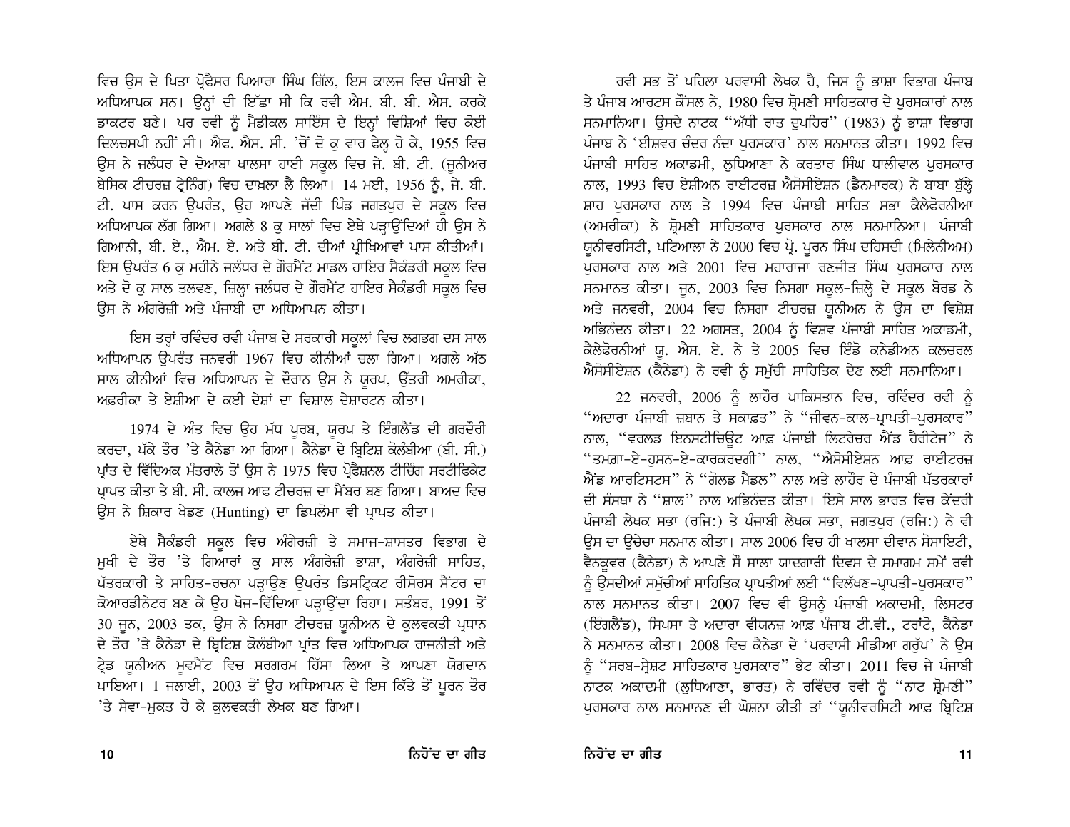ਵਿਚ ਉਸ ਦੇ ਪਿਤਾ ਪ੍ਰੋਫੈਸਰ ਪਿਆਰਾ ਸਿੰਘ ਗਿੱਲ, ਇਸ ਕਾਲਜ ਵਿਚ ਪੰਜਾਬੀ ਦੇ ਅਧਿਆਪਕ ਸਨ। ਉਨ੍ਹਾਂ ਦੀ ਇੱਛਾ ਸੀ ਕਿ ਰਵੀ ਐਮ. ਬੀ. ਬੀ. ਐਸ. ਕਰਕੇ ਡਾਕਟਰ ਬਣੇ। ਪਰ ਰਵੀ ਨੂੰ ਮੈਡੀਕਲ ਸਾਇੰਸ ਦੇ ਇਨ੍ਹਾਂ ਵਿਸ਼ਿਆਂ ਵਿਚ ਕੋਈ ਦਿਲਚਸਪੀ ਨਹੀਂ ਸੀ। ਐਫ. ਐਸ. ਸੀ. 'ਚੋਂ ਦੋ ਕੁ ਵਾਰ ਫੇਲ੍ਹ ਹੋ ਕੇ, 1955 ਵਿਚ ਉਸ ਨੇ ਜਲੰਧਰ ਦੇ ਦੋਆਬਾ ਖਾਲਸਾ ਹਾਈ ਸਕੂਲ ਵਿਚ ਜੇ. ਬੀ. ਟੀ. (ਜੂਨੀਅਰ ਬੇਸਿਕ ਟੀਚਰਜ਼ ਟ੍ਰੇਨਿੰਗ) ਵਿਚ ਦਾਖ਼ਲਾ ਲੈ ਲਿਆ। 14 ਮਈ, 1956 ਨੂੰ, ਜੇ. ਬੀ. ਟੀ. ਪਾਸ ਕਰਨ ਉਪਰੰਤ, ਉਹ ਆਪਣੇ ਜੱਦੀ ਪਿੰਡ ਜਗਤਪੁਰ ਦੇ ਸਕੂਲ ਵਿਚ ਅਧਿਆਪਕ ਲੱਗ ਗਿਆ। ਅਗਲੇ 8 ਕੁ ਸਾਲਾਂ ਵਿਚ ਏਥੇ ਪੜ੍ਹਾਉਂਦਿਆਂ ਹੀ ਉਸ ਨੇ ਗਿਆਨੀ, ਬੀ. ਏ., ਐਮ. ਏ. ਅਤੇ ਬੀ. ਟੀ. ਦੀਆਂ ਪ੍ਰੀਖਿਆਵਾਂ ਪਾਸ ਕੀਤੀਆਂ। ਇਸ ਉਪਰੰਤ 6 ਕੁ ਮਹੀਨੇ ਜਲੰਧਰ ਦੇ ਗੌਰਮੈਂਟ ਮਾਡਲ ਹਾਇਰ ਸੈਕੰਡਰੀ ਸਕੂਲ ਵਿਚ ਅਤੇ ਦੋ ਕੁ ਸਾਲ ਤਲਵਣ, ਜ਼ਿਲ੍ਹਾ ਜਲੰਧਰ ਦੇ ਗੌਰਮੈਂਟ ਹਾਇਰ ਸੈਕੰਡਰੀ ਸਕੂਲ ਵਿਚ ਉਸ ਨੇ ਅੰਗਰੇਜ਼ੀ ਅਤੇ ਪੰਜਾਬੀ ਦਾ ਅਧਿਆਪਨ ਕੀਤਾ।

ਇਸ ਤਰ੍ਹਾਂ ਰਵਿੰਦਰ ਰਵੀ ਪੰਜਾਬ ਦੇ ਸਰਕਾਰੀ ਸਕੂਲਾਂ ਵਿਚ ਲਗਭਗ ਦਸ ਸਾਲ ਅਧਿਆਪਨ ਉਪਰੰਤ ਜਨਵਰੀ 1967 ਵਿਚ ਕੀਨੀਆਂ ਚਲਾ ਗਿਆ। ਅਗਲੇ ਅੱਠ ਸਾਲ ਕੀਨੀਆਂ ਵਿਚ ਅਧਿਆਪਨ ਦੇ ਦੌਰਾਨ ਉਸ ਨੇ ਯੂਰਪ, ਉੱਤਰੀ ਅਮਰੀਕਾ, ਅਫ਼ਰੀਕਾ ਤੇ ਏਸ਼ੀਆ ਦੇ ਕਈ ਦੇਸ਼ਾਂ ਦਾ ਵਿਸ਼ਾਲ ਦੇਸ਼ਾਟਨ ਕੀਤਾ।

1974 ਦੇ ਅੰਤ ਵਿਚ ਉਹ ਮੱਧ ਪੂਰਬ, ਯੂਰਪ ਤੇ ਇੰਗਲੈਂਡ ਦੀ ਗਰਦੌਰੀ ਕਰਦਾ, ਪੱਕੇ ਤੌਰ 'ਤੇ ਕੈਨੇਡਾ ਆ ਗਿਆ। ਕੈਨੇਡਾ ਦੇ ਬ੍ਰਿਟਿਸ਼ ਕੋਲੰਬੀਆ (ਬੀ. ਸੀ.) ਪ੍ਰਾਂਤ ਦੇ ਵਿੱਦਿਅਕ ਮੰਤਰਾਲੇ ਤੋਂ ਉਸ ਨੇ 1975 ਵਿਚ ਪ੍ਰੋਫੈਸ਼ਨਲ ਟੀਚਿੰਗ ਸਰਟੀਫਿਕੇਟ ਪ੍ਰਾਪਤ ਕੀਤਾ ਤੇ ਬੀ. ਸੀ. ਕਾਲਜ ਆਫ ਟੀਚਰਜ਼ ਦਾ ਮੈਂਬਰ ਬਣ ਗਿਆ। ਬਾਅਦ ਵਿਚ ਉਸ ਨੇ ਸ਼ਿਕਾਰ ਖੇਡਣ (Hunting) ਦਾ ਡਿਪਲੋਮਾ ਵੀ ਪ੍ਰਾਪਤ ਕੀਤਾ।

ਏਥੇ ਸੈਕੰਡਰੀ ਸਕੂਲ ਵਿਚ ਅੰਗਰੇਜ਼ੀ ਤੇ ਸਮਾਜ-ਸ਼ਾਸਤਰ ਵਿਭਾਗ ਦੇ ਮੁਖੀ ਦੇ ਤੌਰ 'ਤੇ ਗਿਆਰਾਂ ਕੁ ਸਾਲ ਅੰਗਰੇਜ਼ੀ ਭਾਸ਼ਾ, ਅੰਗਰੇਜ਼ੀ ਸਾਹਿਤ, ਪੱਤਰਕਾਰੀ ਤੇ ਸਾਹਿਤ-ਰਚਨਾ ਪੜ੍ਹਾਉਣ ਉਪਰੰਤ ਡਿਸਟ੍ਰਿਕਟ ਰੀਸੋਰਸ ਸੈਂਟਰ ਦਾ ਕੋਆਰਡੀਨੇਟਰ ਬਣ ਕੇ ਉਹ ਖੋਜ-ਵਿੱਦਿਆ ਪੜ੍ਹਾਉਂਦਾ ਰਿਹਾ। ਸਤੰਬਰ, 1991 ਤੋਂ 30 ਜੂਨ, 2003 ਤਕ, ਉਸ ਨੇ ਨਿਸਗਾ ਟੀਚਰਜ਼ ਯੂਨੀਅਨ ਦੇ ਕੁਲਵਕਤੀ ਪ੍ਰਧਾਨ ਦੇ ਤੌਰ 'ਤੇ ਕੈਨੇਡਾ ਦੇ ਬ੍ਰਿਟਿਸ਼ ਕੋਲੰਬੀਆ ਪ੍ਰਾਂਤ ਵਿਚ ਅਧਿਆਪਕ ਰਾਜਨੀਤੀ ਅਤੇ ਟ੍ਰੇਡ ਯੂਨੀਅਨ ਮੂਵਮੈਂਟ ਵਿਚ ਸਰਗਰਮ ਹਿੱਸਾ ਲਿਆ ਤੇ ਆਪਣਾ ਯੋਗਦਾਨ ਪਾਇਆ। 1 ਜਲਾਈ, 2003 ਤੋਂ ਉਹ ਅਧਿਆਪਨ ਦੇ ਇਸ ਕਿੱਤੇ ਤੋਂ ਪੂਰਨ ਤੌਰ 'ਤੇ ਸੇਵਾ-ਮੁਕਤ ਹੋ ਕੇ ਕੁਲਵਕਤੀ ਲੇਖਕ ਬਣ ਗਿਆ।

ਰਵੀ ਸਭ ਤੋਂ ਪਹਿਲਾ ਪਰਵਾਸੀ ਲੇਖਕ ਹੈ, ਜਿਸ ਨੂੰ ਭਾਸ਼ਾ ਵਿਭਾਗ ਪੰਜਾਬ ਤੇ ਪੰਜਾਬ ਆਰਟਸ ਕੌਂਸਲ ਨੇ, 1980 ਵਿਚ ਸ਼੍ਰੋਮਣੀ ਸਾਹਿਤਕਾਰ ਦੇ ਪੁਰਸਕਾਰਾਂ ਨਾਲ ਸਨਮਾਨਿਆ। ਉਸਦੇ ਨਾਟਕ "ਅੱਧੀ ਰਾਤ ਦੁਪਹਿਰ" (1983) ਨੂੰ ਭਾਸ਼ਾ ਵਿਭਾਗ ਪੰਜਾਬ ਨੇ 'ਈਸ਼ਵਰ ਚੰਦਰ ਨੰਦਾ ਪੁਰਸਕਾਰ' ਨਾਲ ਸਨਮਾਨਤ ਕੀਤਾ। 1992 ਵਿਚ ਪੰਜਾਬੀ ਸਾਹਿਤ ਅਕਾਡਮੀ, ਲੁਧਿਆਣਾ ਨੇ ਕਰਤਾਰ ਸਿੰਘ ਧਾਲੀਵਾਲ ਪੁਰਸਕਾਰ ਨਾਲ, 1993 ਵਿਚ ਏਸ਼ੀਅਨ ਰਾਈਟਰਜ਼ ਐਸੋਸੀਏਸ਼ਨ (ਡੈਨਮਾਰਕ) ਨੇ ਬਾਬਾ ਬੁੱਲ੍ਹੇ ਸ਼ਾਹ ਪੁਰਸਕਾਰ ਨਾਲ ਤੇ 1994 ਵਿਚ ਪੰਜਾਬੀ ਸਾਹਿਤ ਸਭਾ ਕੈਲੇਫੋਰਨੀਆ (ਅਮਰੀਕਾ) ਨੇ ਸ਼੍ਰੋਮਣੀ ਸਾਹਿਤਕਾਰ ਪੁਰਸਕਾਰ ਨਾਲ ਸਨਮਾਨਿਆ। ਪੰਜਾਬੀ ਯੂਨੀਵਰਸਿਟੀ, ਪਟਿਆਲਾ ਨੇ 2000 ਵਿਚ ਪ੍ਰੋ. ਪੂਰਨ ਸਿੰਘ ਦਹਿਸਦੀ (ਮਿਲੇਨੀਅਮ) ਪੁਰਸਕਾਰ ਨਾਲ ਅਤੇ 2001 ਵਿਚ ਮਹਾਰਾਜਾ ਰਣਜੀਤ ਸਿੰਘ ਪੁਰਸਕਾਰ ਨਾਲ ਸਨਮਾਨਤ ਕੀਤਾ। ਜੂਨ, 2003 ਵਿਚ ਨਿਸਗਾ ਸਕੂਲ-ਜ਼ਿਲ੍ਹੇ ਦੇ ਸਕੂਲ ਬੋਰਡ ਨੇ ਅਤੇ ਜਨਵਰੀ, 2004 ਵਿਚ ਨਿਸਗਾ ਟੀਚਰਜ਼ ਯੂਨੀਅਨ ਨੇ ਉਸ ਦਾ ਵਿਸ਼ੇਸ਼ ਅਭਿਨੰਦਨ ਕੀਤਾ। 22 ਅਗਸਤ, 2004 ਨੂੰ ਵਿਸ਼ਵ ਪੰਜਾਬੀ ਸਾਹਿਤ ਅਕਾਡਮੀ, ਕੈਲੇਫੋਰਨੀਆਂ ਯੂ. ਐਸ. ਏ. ਨੇ ਤੇ 2005 ਵਿਚ ਇੰਡੋ ਕਨੇਡੀਅਨ ਕਲਚਰਲ ਐਸੋਸੀਏਸ਼ਨ (ਕੈਨੇਡਾ) ਨੇ ਰਵੀ ਨੂੰ ਸਮੁੱਚੀ ਸਾਹਿਤਿਕ ਦੇਣ ਲਈ ਸਨਮਾਨਿਆ।

22 ਜਨਵਰੀ, 2006 ਨੂੰ ਲਾਹੌਰ ਪਾਕਿਸਤਾਨ ਵਿਚ, ਰਵਿੰਦਰ ਰਵੀ ਨੂੰ "ਅਦਾਰਾ ਪੰਜਾਬੀ ਜ਼ਬਾਨ ਤੇ ਸਕਾਫ਼ਤ" ਨੇ "ਜੀਵਨ-ਕਾਲ-ਪ੍ਰਾਪਤੀ-ਪੁਰਸਕਾਰ" ਨਾਲ, "ਵਰਲਡ ਇਨਸਟੀਚਿਊਟ ਆਫ਼ ਪੰਜਾਬੀ ਲਿਟਰੇਚਰ ਐਂਡ ਹੈਰੀਟੇਜ" ਨੇ "ਤਮਗ਼ਾ-ਏ-ਹੁਸਨ-ਏ-ਕਾਰਕਰਦਗੀ" ਨਾਲ, "ਐਸੋਸੀਏਸ਼ਨ ਆਫ਼ ਰਾਈਟਰਜ਼ ਐਂਡ ਆਰਟਿਸਟਸ" ਨੇ "ਗੋਲਡ ਮੈਡਲ" ਨਾਲ ਅਤੇ ਲਾਹੌਰ ਦੇ ਪੰਜਾਬੀ ਪੱਤਰਕਾਰਾਂ ਦੀ ਸੰਸਥਾ ਨੇ "ਸ਼ਾਲ" ਨਾਲ ਅਭਿਨੰਦਤ ਕੀਤਾ। ਇਸੇ ਸਾਲ ਭਾਰਤ ਵਿਚ ਕੇਂਦਰੀ ਪੰਜਾਬੀ ਲੇਖਕ ਸਭਾ (ਰਜਿ:) ਤੇ ਪੰਜਾਬੀ ਲੇਖਕ ਸਭਾ, ਜਗਤਪੁਰ (ਰਜਿ:) ਨੇ ਵੀ ਉਸ ਦਾ ਉਚੇਚਾ ਸਨਮਾਨ ਕੀਤਾ। ਸਾਲ 2006 ਵਿਚ ਹੀ ਖ਼ਾਲਸਾ ਦੀਵਾਨ ਸੋਸਾਇਟੀ, ਵੈਨਕੂਵਰ (ਕੈਨੇਡਾ) ਨੇ ਆਪਣੇ ਸੌ ਸਾਲਾ ਯਾਦਗਾਰੀ ਦਿਵਸ ਦੇ ਸਮਾਗਮ ਸਮੇਂ ਰਵੀ ਨੂੰ ਉਸਦੀਆਂ ਸਮੁੱਚੀਆਂ ਸਾਹਿਤਿਕ ਪ੍ਰਾਪਤੀਆਂ ਲਈ "ਵਿਲੱਖਣ-ਪ੍ਰਾਪਤੀ-ਪੁਰਸਕਾਰ" ਨਾਲ ਸਨਮਾਨਤ ਕੀਤਾ। 2007 ਵਿਚ ਵੀ ਉਸਨੂੰ ਪੰਜਾਬੀ ਅਕਾਦਮੀ, ਲਿਸਟਰ (ਇੰਗਲੈਂਡ), ਸਿਪਸਾ ਤੇ ਅਦਾਰਾ ਵੀਯਨਜ਼ ਆਫ਼ ਪੰਜਾਬ ਟੀ.ਵੀ., ਟਰਾਂਟੋ, ਕੈਨੇਡਾ ਨੇ ਸਨਮਾਨਤ ਕੀਤਾ। 2008 ਵਿਚ ਕੈਨੇਡਾ ਦੇ 'ਪਰਵਾਸੀ ਮੀਡੀਆ ਗਰੁੱਪ' ਨੇ ਉਸ ਨੂੰ "ਸਰਬ-ਸ੍ਰੇਸ਼ਟ ਸਾਹਿਤਕਾਰ ਪੁਰਸਕਾਰ" ਭੇਟ ਕੀਤਾ। 2011 ਵਿਚ ਜੇ ਪੰਜਾਬੀ ਨਾਟਕ ਅਕਾਦਮੀ (ਲੁਧਿਆਣਾ, ਭਾਰਤ) ਨੇ ਰਵਿੰਦਰ ਰਵੀ ਨੂੰ "ਨਾਟ ਸ਼੍ਰੋਮਣੀ" ਪੁਰਸਕਾਰ ਨਾਲ ਸਨਮਾਨਣ ਦੀ ਘੋਸ਼ਨਾ ਕੀਤੀ ਤਾਂ "ਯੂਨੀਵਰਸਿਟੀ ਆਫ਼ ਬ੍ਰਿਟਿਸ਼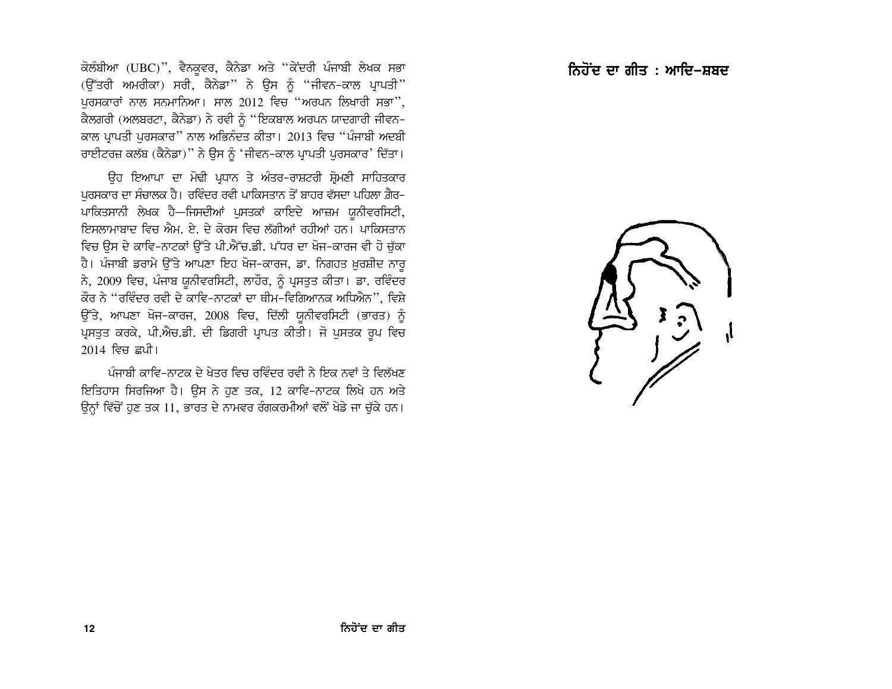ਕੋਲੰਬੀਆ (UBC)", ਵੈਨਕੂਵਰ, ਕੈਨੇਡਾ ਅਤੇ "ਕੇਂਦਰੀ ਪੰਜਾਬੀ ਲੇਖਕ ਸਭਾ (ਉੱਤਰੀ ਅਮਰੀਕਾ) ਸਰੀ, ਕੈਨੇਡਾ" ਨੇ ਉਸ ਨੂੰ "ਜੀਵਨ-ਕਾਲ ਪ੍ਰਾਪਤੀ" ਪੁਰਸਕਾਰਾਂ ਨਾਲ ਸਨਮਾਨਿਆ। ਸਾਲ 2012 ਵਿਚ "ਅਰਪਨ ਲਿਖਾਰੀ ਸਭਾ", ਕੈਲਗਰੀ (ਅਲਬਰਟਾ, ਕੈਨੇਡਾ) ਨੇ ਰਵੀ ਨੂੰ "ਇਕਬਾਲ ਅਰਪਨ ਯਾਦਗਾਰੀ ਜੀਵਨ-ਕਾਲ ਪ੍ਰਾਪਤੀ ਪੁਰਸਕਾਰ" ਨਾਲ ਅਭਿਨੰਦਤ ਕੀਤਾ। 2013 ਵਿਚ "ਪੰਜਾਬੀ ਅਦਬੀ ਰਾਈਟਰਜ਼ ਕਲੱਬ (ਕੈਨੇਡਾ)" ਨੇ ਉਸ ਨੂੰ 'ਜੀਵਨ-ਕਾਲ ਪ੍ਰਾਪਤੀ ਪੁਰਸਕਾਰ' ਦਿੱਤਾ।

ਉਹ ਇਆਪਾ ਦਾ ਮੋਢੀ ਪ੍ਰਧਾਨ ਤੇ ਅੰਤਰ-ਰਾਸ਼ਟਰੀ ਸ਼੍ਰੋਮਣੀ ਸਾਹਿਤਕਾਰ ਪੁਰਸਕਾਰ ਦਾ ਸੰਚਾਲਕ ਹੈ। ਰਵਿੰਦਰ ਰਵੀ ਪਾਕਿਸਤਾਨ ਤੋਂ ਬਾਹਰ ਵੱਸਦਾ ਪਹਿਲਾ ਗ਼ੈਰ-ਪਾਕਿਤਸਾਨੀ ਲੇਖਕ ਹੈ—ਜਿਸਦੀਆਂ ਪੁਸਤਕਾਂ ਕਾਇਦੇ ਆਜ਼ਮ ਯੂਨੀਵਰਸਿਟੀ, ਇਸਲਾਮਾਬਾਦ ਵਿਚ ਐਮ. ਏ. ਦੇ ਕੋਰਸ ਵਿਚ ਲੱਗੀਆਂ ਰਹੀਆਂ ਹਨ। ਪਾਕਿਸਤਾਨ ਵਿਚ ਉਸ ਦੇ ਕਾਵਿ-ਨਾਟਕਾਂ ਉੱਤੇ ਪੀ.ਐੱਚ.ਡੀ. ਪੱਧਰ ਦਾ ਖੋਜ-ਕਾਰਜ ਵੀ ਹੋ ਚੁੱਕਾ ਹੈ। ਪੰਜਾਬੀ ਡਰਾਮੇ ਉੱਤੇ ਆਪਣਾ ਇਹ ਖੋਜ-ਕਾਰਜ, ਡਾ. ਨਿਗਹਤ ਖ਼ੁਰਸ਼ੀਦ ਨਾਰੂ ਨੇ, 2009 ਵਿਚ, ਪੰਜਾਬ ਯੂਨੀਵਰਸਿਟੀ, ਲਾਹੌਰ, ਨੂੰ ਪ੍ਰਸਤੁਤ ਕੀਤਾ। ਡਾ. ਰਵਿੰਦਰ ਕੌਰ ਨੇ "ਰਵਿੰਦਰ ਰਵੀ ਦੇ ਕਾਵਿ-ਨਾਟਕਾਂ ਦਾ ਥੀਮ-ਵਿਗਿਆਨਕ ਅਧਿਐਨ", ਵਿਸ਼ੇ ਉੱਤੇ, ਆਪਣਾ ਖੋਜ-ਕਾਰਜ, 2008 ਵਿਚ, ਦਿੱਲੀ ਯੂਨੀਵਰਸਿਟੀ (ਭਾਰਤ) ਨੂੰ ਪ੍ਰਸਤੁਤ ਕਰਕੇ, ਪੀ.ਐਚ.ਡੀ. ਦੀ ਡਿਗਰੀ ਪ੍ਰਾਪਤ ਕੀਤੀ। ਜੋ ਪੁਸਤਕ ਰੂਪ ਵਿਚ 2014 ਵਿਚ ਛਪੀ।

ਪੰਜਾਬੀ ਕਾਵਿ-ਨਾਟਕ ਦੇ ਖੇਤਰ ਵਿਚ ਰਵਿੰਦਰ ਰਵੀ ਨੇ ਇਕ ਨਵਾਂ ਤੇ ਵਿਲੱਖਣ ਇਤਿਹਾਸ ਸਿਰਜਿਆ ਹੈ। ਉਸ ਨੇ ਹੁਣ ਤਕ, 12 ਕਾਵਿ-ਨਾਟਕ ਲਿਖੇ ਹਨ ਅਤੇ ਉਨ੍ਹਾਂ ਵਿੱਚੋਂ ਹੁਣ ਤਕ 11, ਭਾਰਤ ਦੇ ਨਾਮਵਰ ਰੰਗਕਰਮੀਆਂ ਵਲੋਂ ਖੇਡੇ ਜਾ ਚੁੱਕੇ ਹਨ।

# ਨਿਹੋਂਦ ਦਾ ਗੀਤ : ਆਦਿ-ਸ਼ਬਦ